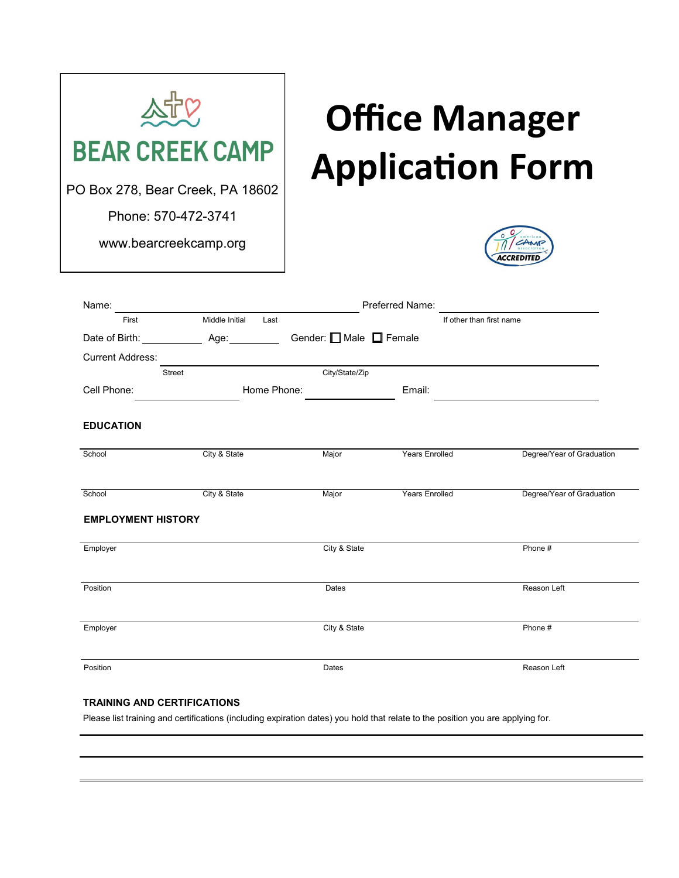**BEAR CREEK CAMP**

PO Box 278, Bear Creek, PA 18602

Phone: 570-472-3741

www.bearcreekcamp.org

# Office Manager Application Form

American Camp Association ACCREDITED

Name: ______________________________ Preferred Name: ______________________
First Middle Initial Last — If other than first name

Date of Birth: __________ Age: ________ Gender: ☐ Male ☐ Female

Current Address: ______________________________________________
Street City/State/Zip

Cell Phone: ______________ Home Phone: ______________ Email: ______________________

### EDUCATION

| School | City & State | Major | Years Enrolled | Degree/Year of Graduation |
|---|---|---|---|---|
| | | | | |

| School | City & State | Major | Years Enrolled | Degree/Year of Graduation |
|---|---|---|---|---|
| | | | | |

### EMPLOYMENT HISTORY

| Employer | City & State | Phone # |
|---|---|---|
| | | |

| Position | Dates | Reason Left |
|---|---|---|
| | | |

| Employer | City & State | Phone # |
|---|---|---|
| | | |

| Position | Dates | Reason Left |
|---|---|---|
| | | |

### TRAINING AND CERTIFICATIONS

Please list training and certifications (including expiration dates) you hold that relate to the position you are applying for.

______________________________________________________________________

______________________________________________________________________

______________________________________________________________________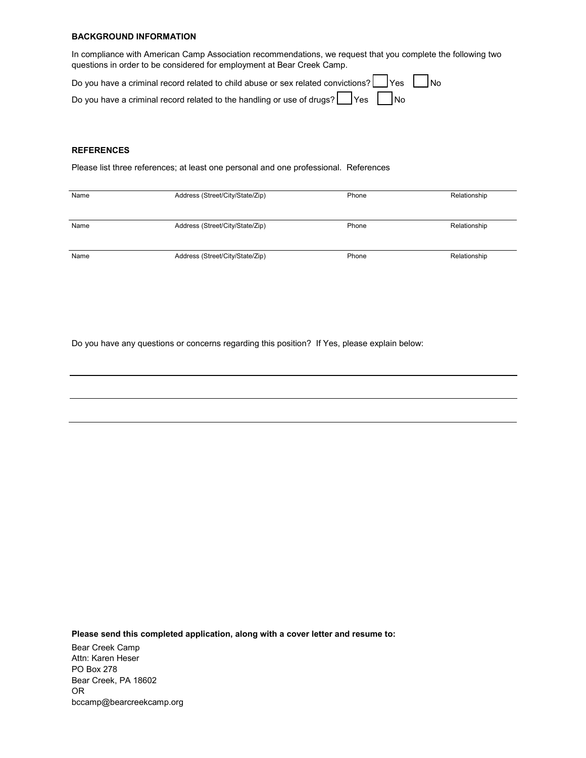**BACKGROUND INFORMATION**

In compliance with American Camp Association recommendations, we request that you complete the following two questions in order to be considered for employment at Bear Creek Camp.

Do you have a criminal record related to child abuse or sex related convictions? ☐ Yes ☐ No

Do you have a criminal record related to the handling or use of drugs? ☐ Yes ☐ No

**REFERENCES**

Please list three references; at least one personal and one professional. References

| Name | Address (Street/City/State/Zip) | Phone | Relationship |
|---|---|---|---|
| | | | |
| Name | Address (Street/City/State/Zip) | Phone | Relationship |
| | | | |
| Name | Address (Street/City/State/Zip) | Phone | Relationship |

Do you have any questions or concerns regarding this position? If Yes, please explain below:

______________________________________________________________________________

______________________________________________________________________________

______________________________________________________________________________

**Please send this completed application, along with a cover letter and resume to:**

Bear Creek Camp
Attn: Karen Heser
PO Box 278
Bear Creek, PA 18602
OR
bccamp@bearcreekcamp.org